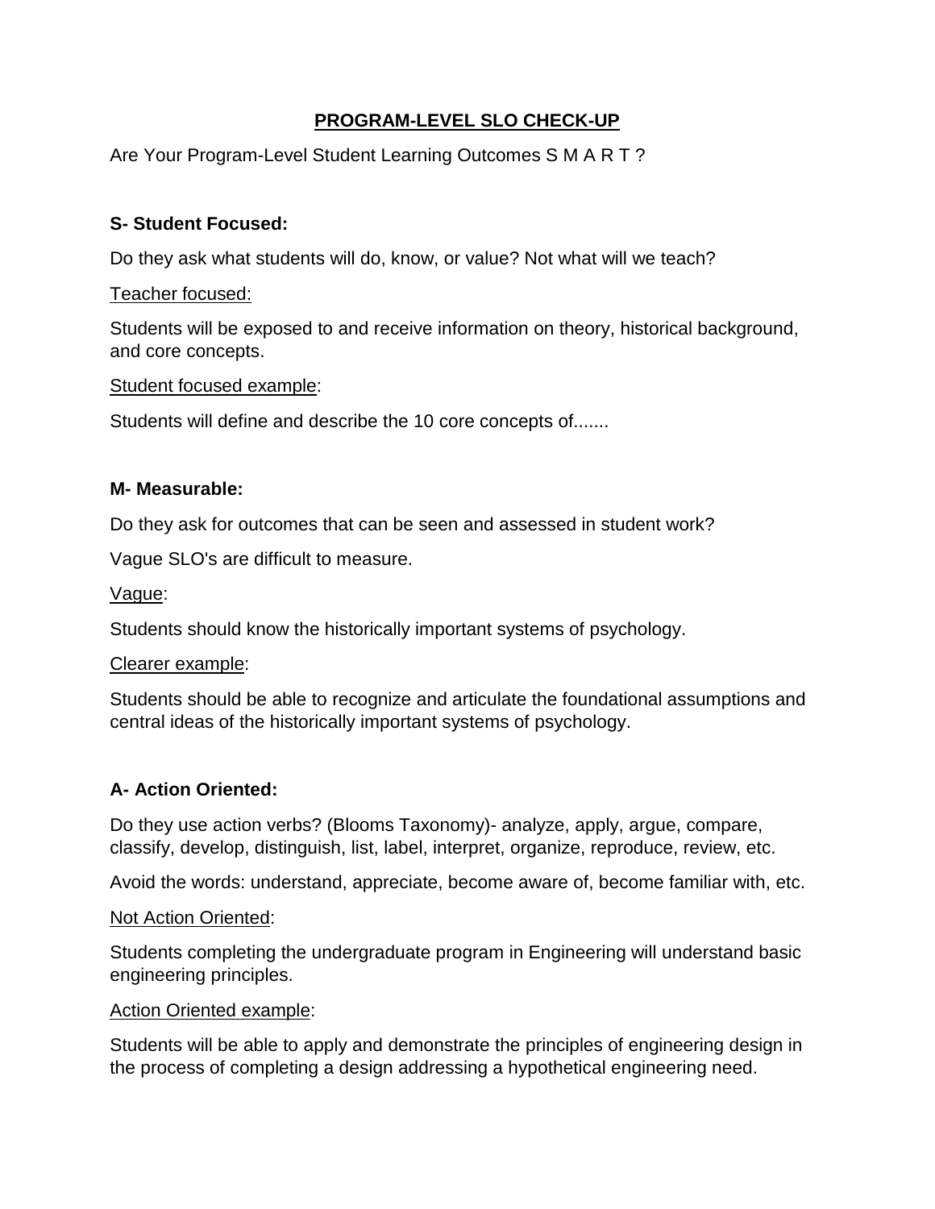# PROGRAM-LEVEL SLO CHECK-UP

Are Your Program-Level Student Learning Outcomes S M A R T ?

**S- Student Focused:**

Do they ask what students will do, know, or value? Not what will we teach?

Teacher focused:

Students will be exposed to and receive information on theory, historical background, and core concepts.

Student focused example:

Students will define and describe the 10 core concepts of.......

**M- Measurable:**

Do they ask for outcomes that can be seen and assessed in student work?

Vague SLO's are difficult to measure.

Vague:

Students should know the historically important systems of psychology.

Clearer example:

Students should be able to recognize and articulate the foundational assumptions and central ideas of the historically important systems of psychology.

**A- Action Oriented:**

Do they use action verbs? (Blooms Taxonomy)- analyze, apply, argue, compare, classify, develop, distinguish, list, label, interpret, organize, reproduce, review, etc.

Avoid the words: understand, appreciate, become aware of, become familiar with, etc.

Not Action Oriented:

Students completing the undergraduate program in Engineering will understand basic engineering principles.

Action Oriented example:

Students will be able to apply and demonstrate the principles of engineering design in the process of completing a design addressing a hypothetical engineering need.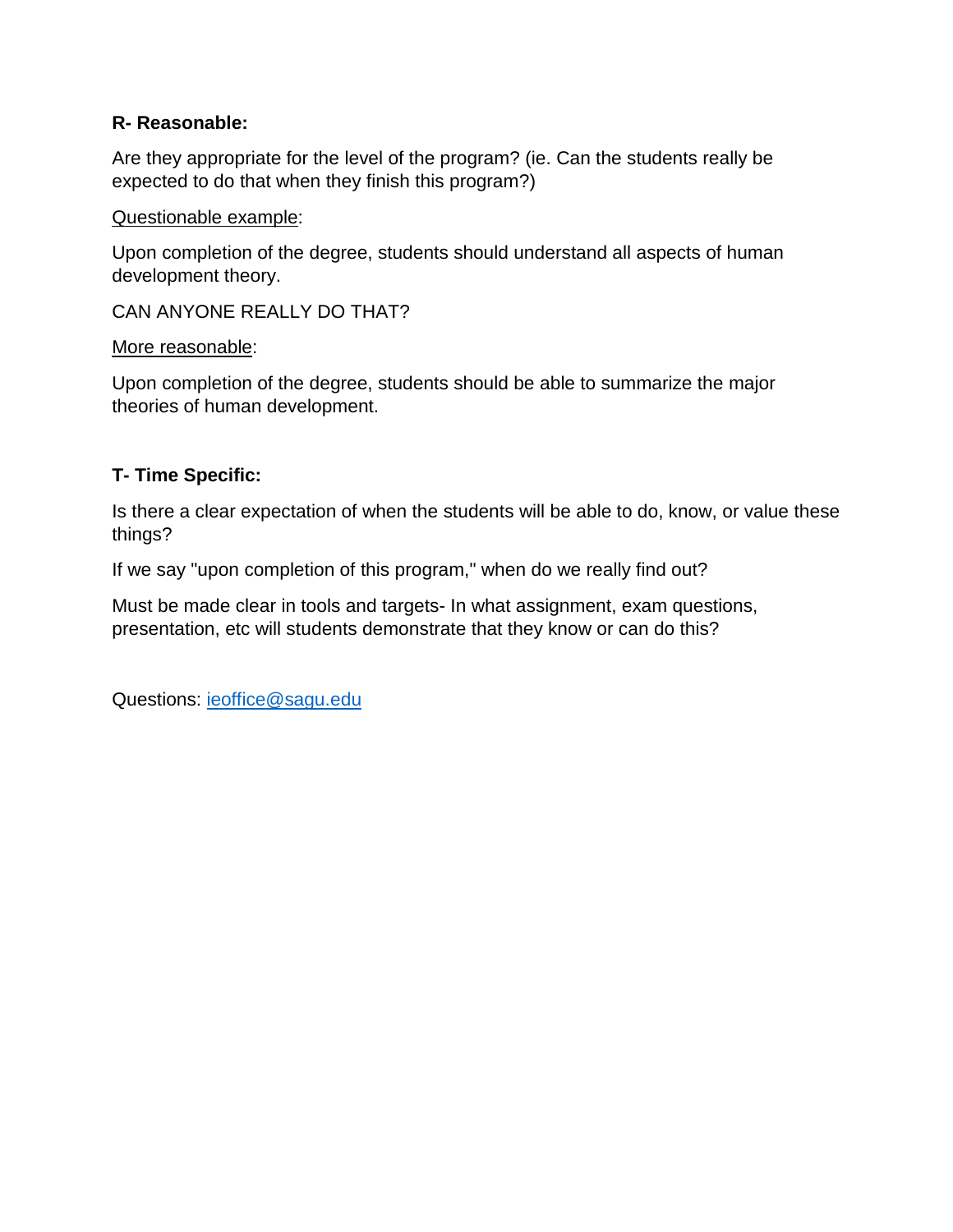**R- Reasonable:**

Are they appropriate for the level of the program? (ie. Can the students really be expected to do that when they finish this program?)

<u>Questionable example</u>:

Upon completion of the degree, students should understand all aspects of human development theory.

CAN ANYONE REALLY DO THAT?

<u>More reasonable</u>:

Upon completion of the degree, students should be able to summarize the major theories of human development.

**T- Time Specific:**

Is there a clear expectation of when the students will be able to do, know, or value these things?

If we say "upon completion of this program," when do we really find out?

Must be made clear in tools and targets- In what assignment, exam questions, presentation, etc will students demonstrate that they know or can do this?

Questions: ieoffice@sagu.edu